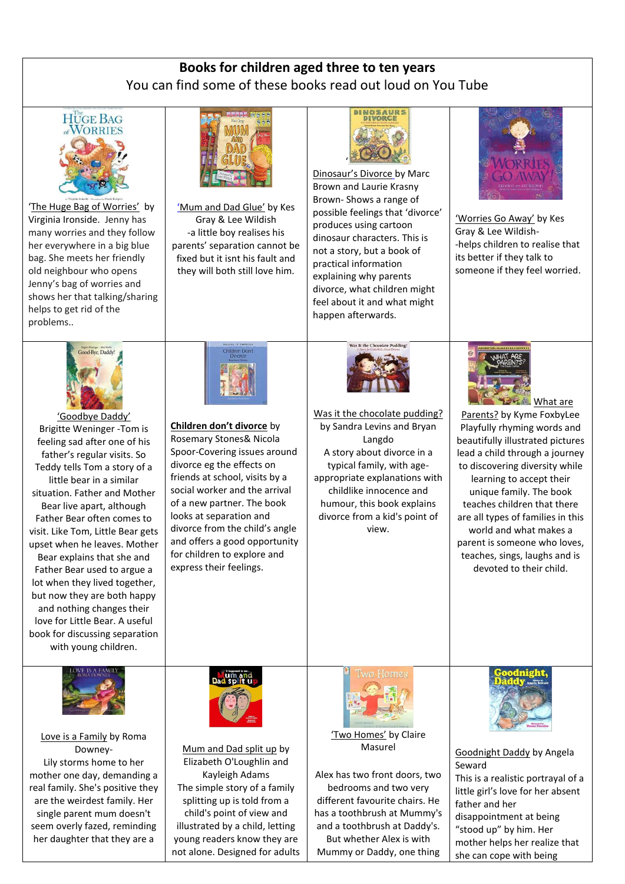# Books for children aged three to ten years

You can find some of these books read out loud on You Tube

| | | | |
|---|---|---|---|
| 'The Huge Bag of Worries' by Virginia Ironside. Jenny has many worries and they follow her everywhere in a big blue bag. She meets her friendly old neighbour who opens Jenny's bag of worries and shows her that talking/sharing helps to get rid of the problems.. | 'Mum and Dad Glue' by Kes Gray & Lee Wildish -a little boy realises his parents' separation cannot be fixed but it isnt his fault and they will both still love him. | Dinosaur's Divorce by Marc Brown and Laurie Krasny Brown- Shows a range of possible feelings that 'divorce' produces using cartoon dinosaur characters. This is not a story, but a book of practical information explaining why parents divorce, what children might feel about it and what might happen afterwards. | 'Worries Go Away' by Kes Gray & Lee Wildish- -helps children to realise that its better if they talk to someone if they feel worried. |
| 'Goodbye Daddy' Brigitte Weninger -Tom is feeling sad after one of his father's regular visits. So Teddy tells Tom a story of a little bear in a similar situation. Father and Mother Bear live apart, although Father Bear often comes to visit. Like Tom, Little Bear gets upset when he leaves. Mother Bear explains that she and Father Bear used to argue a lot when they lived together, but now they are both happy and nothing changes their love for Little Bear. A useful book for discussing separation with young children. | **Children don't divorce** by Rosemary Stones& Nicola Spoor-Covering issues around divorce eg the effects on friends at school, visits by a social worker and the arrival of a new partner. The book looks at separation and divorce from the child's angle and offers a good opportunity for children to explore and express their feelings. | Was it the chocolate pudding? by Sandra Levins and Bryan Langdo A story about divorce in a typical family, with age-appropriate explanations with childlike innocence and humour, this book explains divorce from a kid's point of view. | What are Parents? by Kyme FoxbyLee Playfully rhyming words and beautifully illustrated pictures lead a child through a journey to discovering diversity while learning to accept their unique family. The book teaches children that there are all types of families in this world and what makes a parent is someone who loves, teaches, sings, laughs and is devoted to their child. |
| Love is a Family by Roma Downey- Lily storms home to her mother one day, demanding a real family. She's positive they are the weirdest family. Her single parent mum doesn't seem overly fazed, reminding her daughter that they are a | Mum and Dad split up by Elizabeth O'Loughlin and Kayleigh Adams The simple story of a family splitting up is told from a child's point of view and illustrated by a child, letting young readers know they are not alone. Designed for adults | 'Two Homes' by Claire Masurel Alex has two front doors, two bedrooms and two very different favourite chairs. He has a toothbrush at Mummy's and a toothbrush at Daddy's. But whether Alex is with Mummy or Daddy, one thing | Goodnight Daddy by Angela Seward This is a realistic portrayal of a little girl's love for her absent father and her disappointment at being "stood up" by him. Her mother helps her realize that she can cope with being |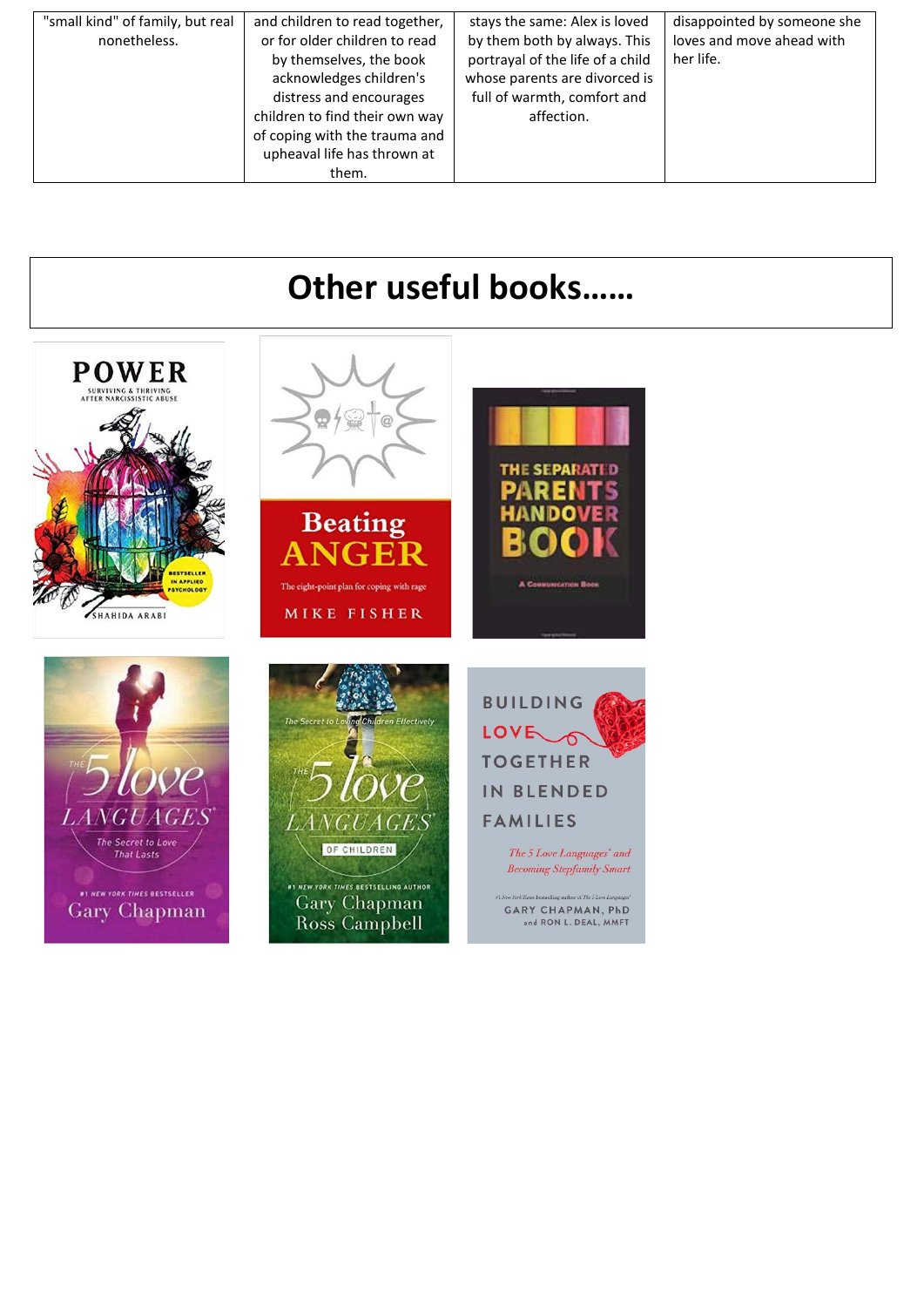| | | | |
|---|---|---|---|
| "small kind" of family, but real nonetheless. | and children to read together, or for older children to read by themselves, the book acknowledges children's distress and encourages children to find their own way of coping with the trauma and upheaval life has thrown at them. | stays the same: Alex is loved by them both by always. This portrayal of the life of a child whose parents are divorced is full of warmth, comfort and affection. | disappointed by someone she loves and move ahead with her life. |

# Other useful books……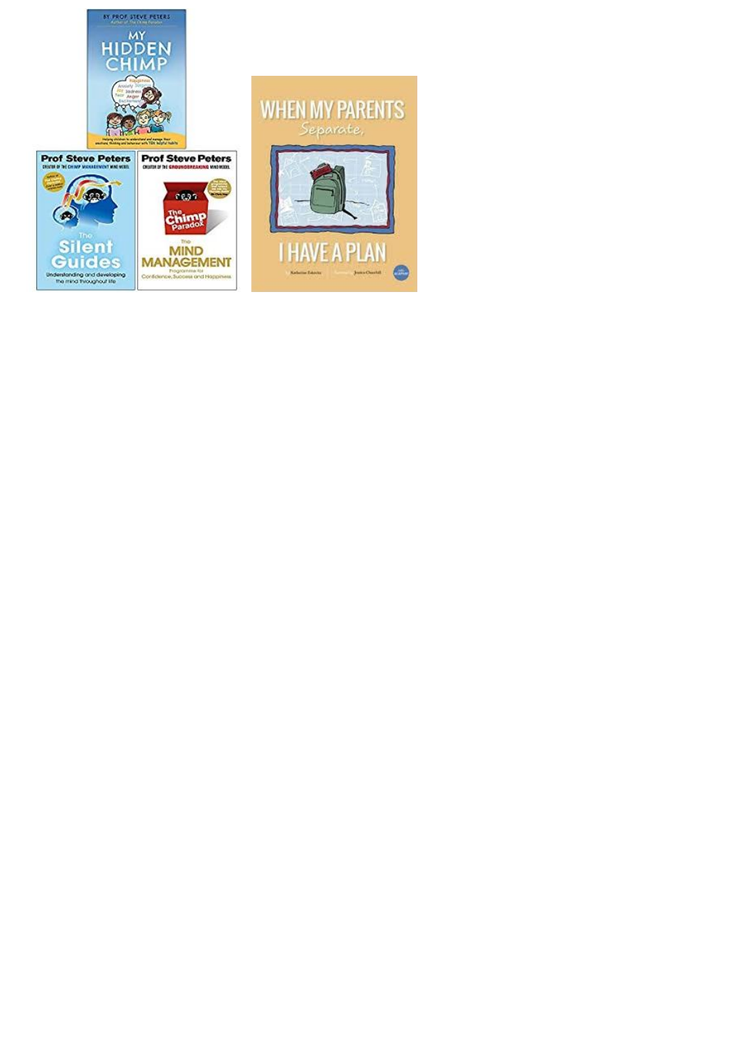BY PROF STEVE PETERS

Author of The Chimp Paradox

# MY HIDDEN CHIMP

Helping children to understand and manage their emotions, thinking and behaviour with TEN helpful habits

**Prof Steve Peters**

CREATOR OF THE CHIMP MANAGEMENT MIND MODEL

# The Silent Guides

Understanding and developing the mind throughout life

**Prof Steve Peters**

CREATOR OF THE GROUNDBREAKING MIND MODEL

# The Chimp Paradox

The MIND MANAGEMENT Programme for Confidence, Success and Happiness

# WHEN MY PARENTS Separate, I HAVE A PLAN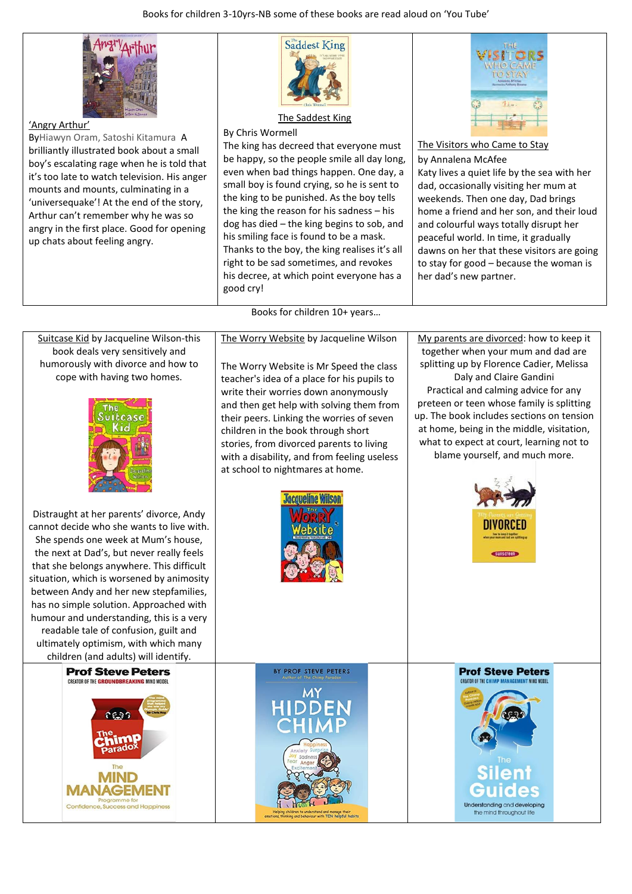Books for children 3-10yrs-NB some of these books are read aloud on 'You Tube'

| | | |
|---|---|---|
| 'Angry Arthur' ByHiawyn Oram, Satoshi Kitamura A brilliantly illustrated book about a small boy's escalating rage when he is told that it's too late to watch television. His anger mounts and mounts, culminating in a 'universequake'! At the end of the story, Arthur can't remember why he was so angry in the first place. Good for opening up chats about feeling angry. | The Saddest King By Chris Wormell The king has decreed that everyone must be happy, so the people smile all day long, even when bad things happen. One day, a small boy is found crying, so he is sent to the king to be punished. As the boy tells the king the reason for his sadness – his dog has died – the king begins to sob, and his smiling face is found to be a mask. Thanks to the boy, the king realises it's all right to be sad sometimes, and revokes his decree, at which point everyone has a good cry! | The Visitors who Came to Stay by Annalena McAfee Katy lives a quiet life by the sea with her dad, occasionally visiting her mum at weekends. Then one day, Dad brings home a friend and her son, and their loud and colourful ways totally disrupt her peaceful world. In time, it gradually dawns on her that these visitors are going to stay for good – because the woman is her dad's new partner. |

Books for children 10+ years…

| | | |
|---|---|---|
| Suitcase Kid by Jacqueline Wilson-this book deals very sensitively and humorously with divorce and how to cope with having two homes. Distraught at her parents' divorce, Andy cannot decide who she wants to live with. She spends one week at Mum's house, the next at Dad's, but never really feels that she belongs anywhere. This difficult situation, which is worsened by animosity between Andy and her new stepfamilies, has no simple solution. Approached with humour and understanding, this is a very readable tale of confusion, guilt and ultimately optimism, with which many children (and adults) will identify. | The Worry Website by Jacqueline Wilson The Worry Website is Mr Speed the class teacher's idea of a place for his pupils to write their worries down anonymously and then get help with solving them from their peers. Linking the worries of seven children in the book through short stories, from divorced parents to living with a disability, and from feeling useless at school to nightmares at home. | My parents are divorced: how to keep it together when your mum and dad are splitting up by Florence Cadier, Melissa Daly and Claire Gandini Practical and calming advice for any preteen or teen whose family is splitting up. The book includes sections on tension at home, being in the middle, visitation, what to expect at court, learning not to blame yourself, and much more. |
| Prof Steve Peters – The Chimp Paradox: The Mind Management Programme for Confidence, Success and Happiness | By Prof Steve Peters – My Hidden Chimp: Helping children to understand and manage their emotions, thinking and behaviour with TEN helpful habits | Prof Steve Peters – The Silent Guides: Understanding and developing the mind throughout life |